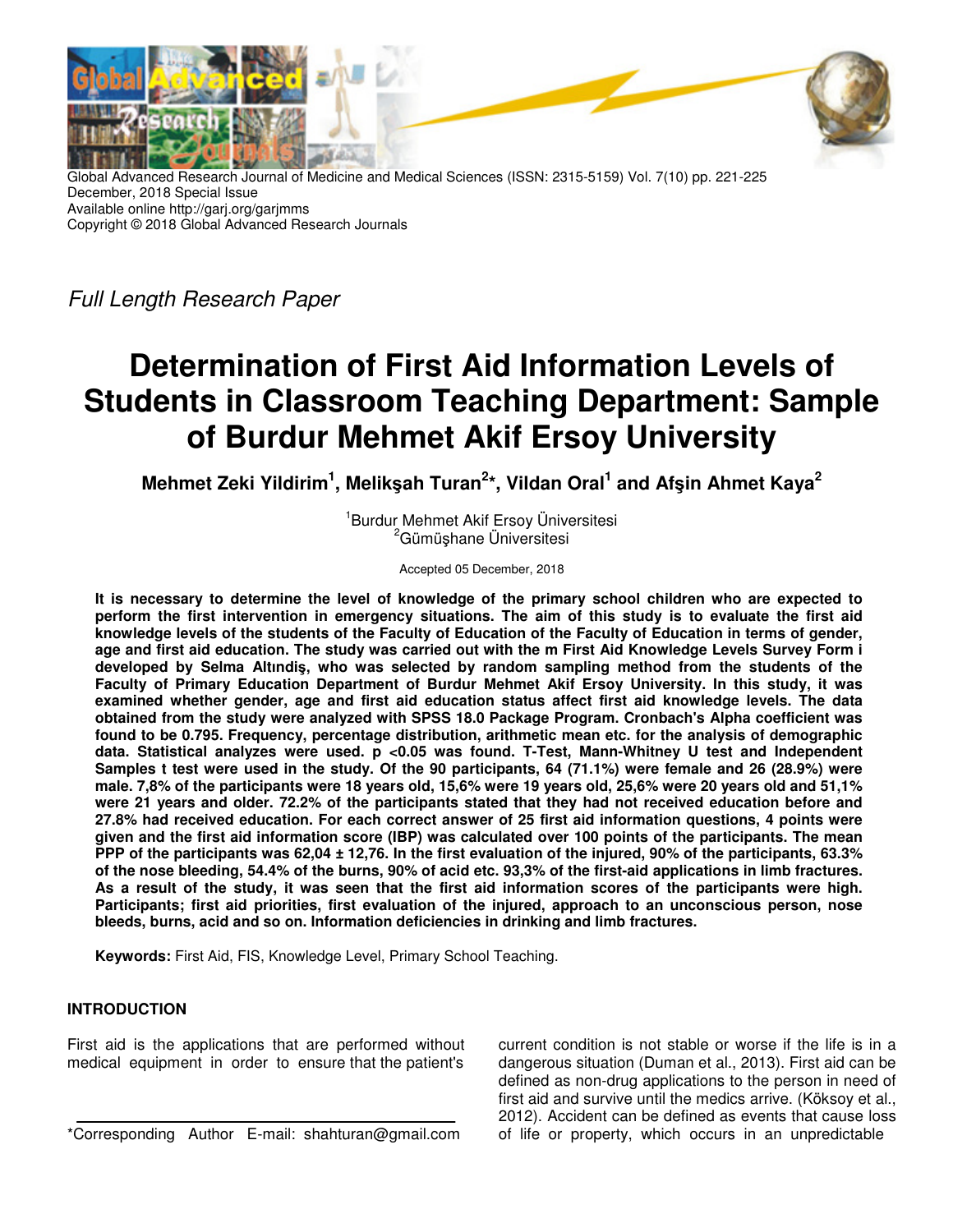Global Advanced Research Journal of Medicine and Medical Sciences (ISSN: 2315-5159) Vol. 7(10) pp. 221-225
December, 2018 Special Issue
Available online http://garj.org/garjmms
Copyright © 2018 Global Advanced Research Journals

*Full Length Research Paper*

# Determination of First Aid Information Levels of Students in Classroom Teaching Department: Sample of Burdur Mehmet Akif Ersoy University

**Mehmet Zeki Yildirim[1], Melikşah Turan[2]*, Vildan Oral[1] and Afşin Ahmet Kaya[2]**

[1]Burdur Mehmet Akif Ersoy Üniversitesi
[2]Gümüşhane Üniversitesi

Accepted 05 December, 2018

**It is necessary to determine the level of knowledge of the primary school children who are expected to perform the first intervention in emergency situations. The aim of this study is to evaluate the first aid knowledge levels of the students of the Faculty of Education of the Faculty of Education in terms of gender, age and first aid education. The study was carried out with the m First Aid Knowledge Levels Survey Form i developed by Selma Altındiş, who was selected by random sampling method from the students of the Faculty of Primary Education Department of Burdur Mehmet Akif Ersoy University. In this study, it was examined whether gender, age and first aid education status affect first aid knowledge levels. The data obtained from the study were analyzed with SPSS 18.0 Package Program. Cronbach's Alpha coefficient was found to be 0.795. Frequency, percentage distribution, arithmetic mean etc. for the analysis of demographic data. Statistical analyzes were used. p <0.05 was found. T-Test, Mann-Whitney U test and Independent Samples t test were used in the study. Of the 90 participants, 64 (71.1%) were female and 26 (28.9%) were male. 7,8% of the participants were 18 years old, 15,6% were 19 years old, 25,6% were 20 years old and 51,1% were 21 years and older. 72.2% of the participants stated that they had not received education before and 27.8% had received education. For each correct answer of 25 first aid information questions, 4 points were given and the first aid information score (IBP) was calculated over 100 points of the participants. The mean PPP of the participants was 62,04 ± 12,76. In the first evaluation of the injured, 90% of the participants, 63.3% of the nose bleeding, 54.4% of the burns, 90% of acid etc. 93,3% of the first-aid applications in limb fractures. As a result of the study, it was seen that the first aid information scores of the participants were high. Participants; first aid priorities, first evaluation of the injured, approach to an unconscious person, nose bleeds, burns, acid and so on. Information deficiencies in drinking and limb fractures.**

**Keywords:** First Aid, FIS, Knowledge Level, Primary School Teaching.

## INTRODUCTION

First aid is the applications that are performed without medical equipment in order to ensure that the patient's current condition is not stable or worse if the life is in a dangerous situation (Duman et al., 2013). First aid can be defined as non-drug applications to the person in need of first aid and survive until the medics arrive. (Köksoy et al., 2012). Accident can be defined as events that cause loss of life or property, which occurs in an unpredictable

*Corresponding Author E-mail: shahturan@gmail.com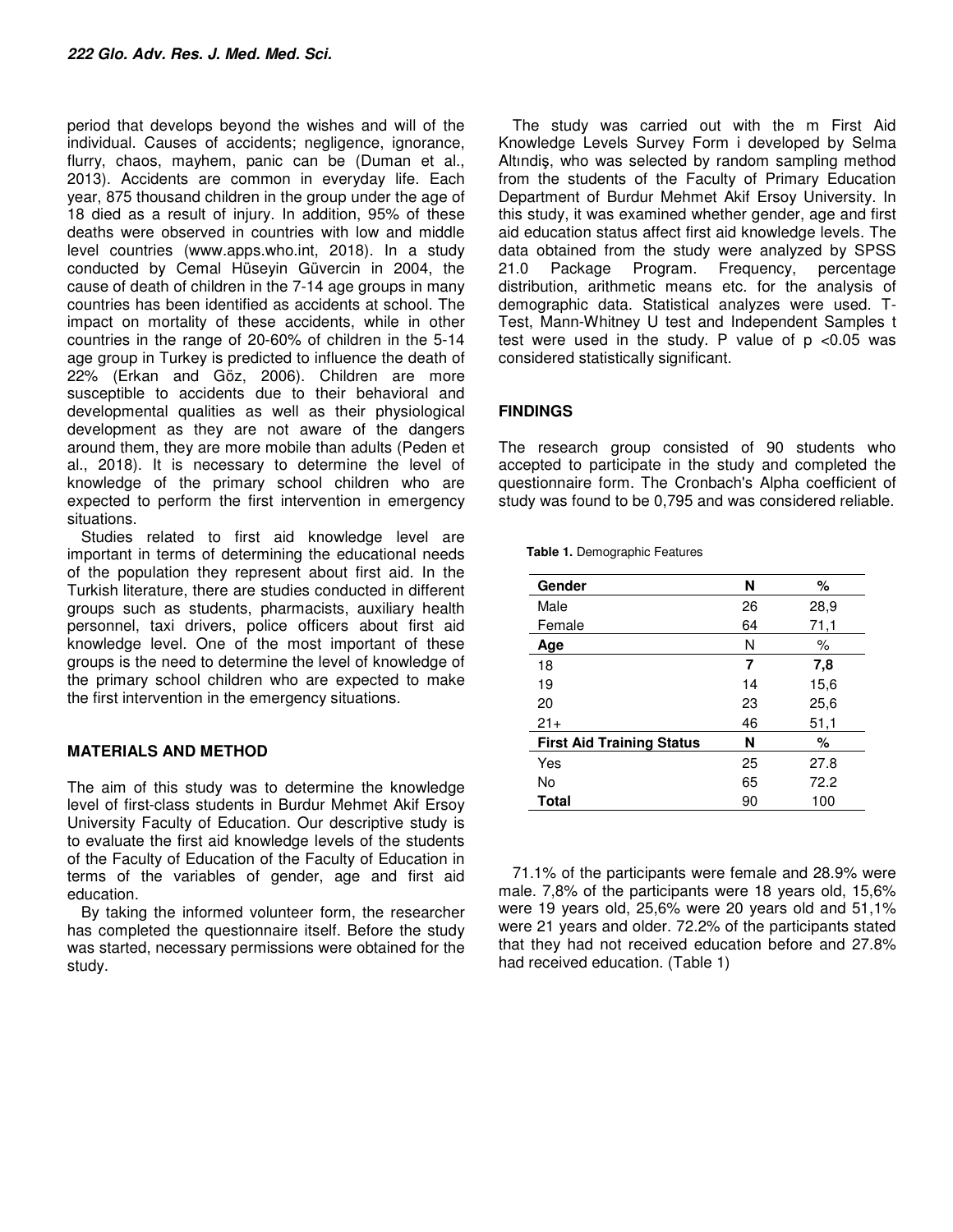period that develops beyond the wishes and will of the individual. Causes of accidents; negligence, ignorance, flurry, chaos, mayhem, panic can be (Duman et al., 2013). Accidents are common in everyday life. Each year, 875 thousand children in the group under the age of 18 died as a result of injury. In addition, 95% of these deaths were observed in countries with low and middle level countries (www.apps.who.int, 2018). In a study conducted by Cemal Hüseyin Güvercin in 2004, the cause of death of children in the 7-14 age groups in many countries has been identified as accidents at school. The impact on mortality of these accidents, while in other countries in the range of 20-60% of children in the 5-14 age group in Turkey is predicted to influence the death of 22% (Erkan and Göz, 2006). Children are more susceptible to accidents due to their behavioral and developmental qualities as well as their physiological development as they are not aware of the dangers around them, they are more mobile than adults (Peden et al., 2018). It is necessary to determine the level of knowledge of the primary school children who are expected to perform the first intervention in emergency situations.

Studies related to first aid knowledge level are important in terms of determining the educational needs of the population they represent about first aid. In the Turkish literature, there are studies conducted in different groups such as students, pharmacists, auxiliary health personnel, taxi drivers, police officers about first aid knowledge level. One of the most important of these groups is the need to determine the level of knowledge of the primary school children who are expected to make the first intervention in the emergency situations.

## MATERIALS AND METHOD

The aim of this study was to determine the knowledge level of first-class students in Burdur Mehmet Akif Ersoy University Faculty of Education. Our descriptive study is to evaluate the first aid knowledge levels of the students of the Faculty of Education of the Faculty of Education in terms of the variables of gender, age and first aid education.

By taking the informed volunteer form, the researcher has completed the questionnaire itself. Before the study was started, necessary permissions were obtained for the study.

The study was carried out with the m First Aid Knowledge Levels Survey Form i developed by Selma Altındiş, who was selected by random sampling method from the students of the Faculty of Primary Education Department of Burdur Mehmet Akif Ersoy University. In this study, it was examined whether gender, age and first aid education status affect first aid knowledge levels. The data obtained from the study were analyzed by SPSS 21.0 Package Program. Frequency, percentage distribution, arithmetic means etc. for the analysis of demographic data. Statistical analyzes were used. T-Test, Mann-Whitney U test and Independent Samples t test were used in the study. P value of $p < 0.05$ was considered statistically significant.

## FINDINGS

The research group consisted of 90 students who accepted to participate in the study and completed the questionnaire form. The Cronbach's Alpha coefficient of study was found to be 0,795 and was considered reliable.

**Table 1.** Demographic Features

| **Gender** | **N** | **%** |
|---|---|---|
| Male | 26 | 28,9 |
| Female | 64 | 71,1 |
| **Age** | N | % |
| 18 | **7** | **7,8** |
| 19 | 14 | 15,6 |
| 20 | 23 | 25,6 |
| 21+ | 46 | 51,1 |
| **First Aid Training Status** | **N** | **%** |
| Yes | 25 | 27.8 |
| No | 65 | 72.2 |
| **Total** | 90 | 100 |

71.1% of the participants were female and 28.9% were male. 7,8% of the participants were 18 years old, 15,6% were 19 years old, 25,6% were 20 years old and 51,1% were 21 years and older. 72.2% of the participants stated that they had not received education before and 27.8% had received education. (Table 1)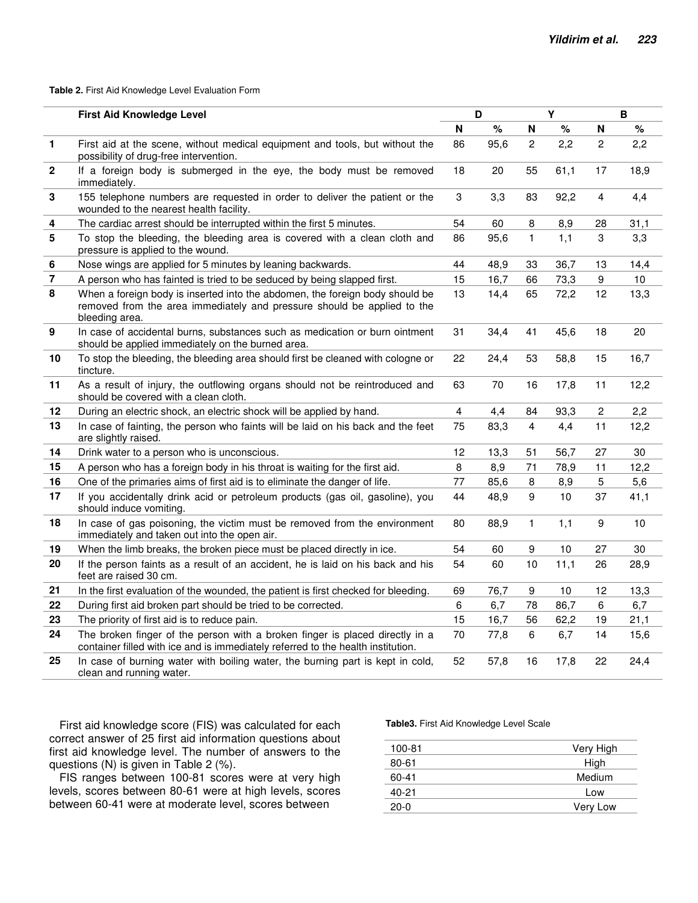**Table 2.** First Aid Knowledge Level Evaluation Form

| | First Aid Knowledge Level | D | | Y | | B | |
|---|---|---|---|---|---|---|---|
| | | N | % | N | % | N | % |
| 1 | First aid at the scene, without medical equipment and tools, but without the possibility of drug-free intervention. | 86 | 95,6 | 2 | 2,2 | 2 | 2,2 |
| 2 | If a foreign body is submerged in the eye, the body must be removed immediately. | 18 | 20 | 55 | 61,1 | 17 | 18,9 |
| 3 | 155 telephone numbers are requested in order to deliver the patient or the wounded to the nearest health facility. | 3 | 3,3 | 83 | 92,2 | 4 | 4,4 |
| 4 | The cardiac arrest should be interrupted within the first 5 minutes. | 54 | 60 | 8 | 8,9 | 28 | 31,1 |
| 5 | To stop the bleeding, the bleeding area is covered with a clean cloth and pressure is applied to the wound. | 86 | 95,6 | 1 | 1,1 | 3 | 3,3 |
| 6 | Nose wings are applied for 5 minutes by leaning backwards. | 44 | 48,9 | 33 | 36,7 | 13 | 14,4 |
| 7 | A person who has fainted is tried to be seduced by being slapped first. | 15 | 16,7 | 66 | 73,3 | 9 | 10 |
| 8 | When a foreign body is inserted into the abdomen, the foreign body should be removed from the area immediately and pressure should be applied to the bleeding area. | 13 | 14,4 | 65 | 72,2 | 12 | 13,3 |
| 9 | In case of accidental burns, substances such as medication or burn ointment should be applied immediately on the burned area. | 31 | 34,4 | 41 | 45,6 | 18 | 20 |
| 10 | To stop the bleeding, the bleeding area should first be cleaned with cologne or tincture. | 22 | 24,4 | 53 | 58,8 | 15 | 16,7 |
| 11 | As a result of injury, the outflowing organs should not be reintroduced and should be covered with a clean cloth. | 63 | 70 | 16 | 17,8 | 11 | 12,2 |
| 12 | During an electric shock, an electric shock will be applied by hand. | 4 | 4,4 | 84 | 93,3 | 2 | 2,2 |
| 13 | In case of fainting, the person who faints will be laid on his back and the feet are slightly raised. | 75 | 83,3 | 4 | 4,4 | 11 | 12,2 |
| 14 | Drink water to a person who is unconscious. | 12 | 13,3 | 51 | 56,7 | 27 | 30 |
| 15 | A person who has a foreign body in his throat is waiting for the first aid. | 8 | 8,9 | 71 | 78,9 | 11 | 12,2 |
| 16 | One of the primaries aims of first aid is to eliminate the danger of life. | 77 | 85,6 | 8 | 8,9 | 5 | 5,6 |
| 17 | If you accidentally drink acid or petroleum products (gas oil, gasoline), you should induce vomiting. | 44 | 48,9 | 9 | 10 | 37 | 41,1 |
| 18 | In case of gas poisoning, the victim must be removed from the environment immediately and taken out into the open air. | 80 | 88,9 | 1 | 1,1 | 9 | 10 |
| 19 | When the limb breaks, the broken piece must be placed directly in ice. | 54 | 60 | 9 | 10 | 27 | 30 |
| 20 | If the person faints as a result of an accident, he is laid on his back and his feet are raised 30 cm. | 54 | 60 | 10 | 11,1 | 26 | 28,9 |
| 21 | In the first evaluation of the wounded, the patient is first checked for bleeding. | 69 | 76,7 | 9 | 10 | 12 | 13,3 |
| 22 | During first aid broken part should be tried to be corrected. | 6 | 6,7 | 78 | 86,7 | 6 | 6,7 |
| 23 | The priority of first aid is to reduce pain. | 15 | 16,7 | 56 | 62,2 | 19 | 21,1 |
| 24 | The broken finger of the person with a broken finger is placed directly in a container filled with ice and is immediately referred to the health institution. | 70 | 77,8 | 6 | 6,7 | 14 | 15,6 |
| 25 | In case of burning water with boiling water, the burning part is kept in cold, clean and running water. | 52 | 57,8 | 16 | 17,8 | 22 | 24,4 |

First aid knowledge score (FIS) was calculated for each correct answer of 25 first aid information questions about first aid knowledge level. The number of answers to the questions (N) is given in Table 2 (%).

FIS ranges between 100-81 scores were at very high levels, scores between 80-61 were at high levels, scores between 60-41 were at moderate level, scores between

**Table3.** First Aid Knowledge Level Scale

| | |
|---|---|
| 100-81 | Very High |
| 80-61 | High |
| 60-41 | Medium |
| 40-21 | Low |
| 20-0 | Very Low |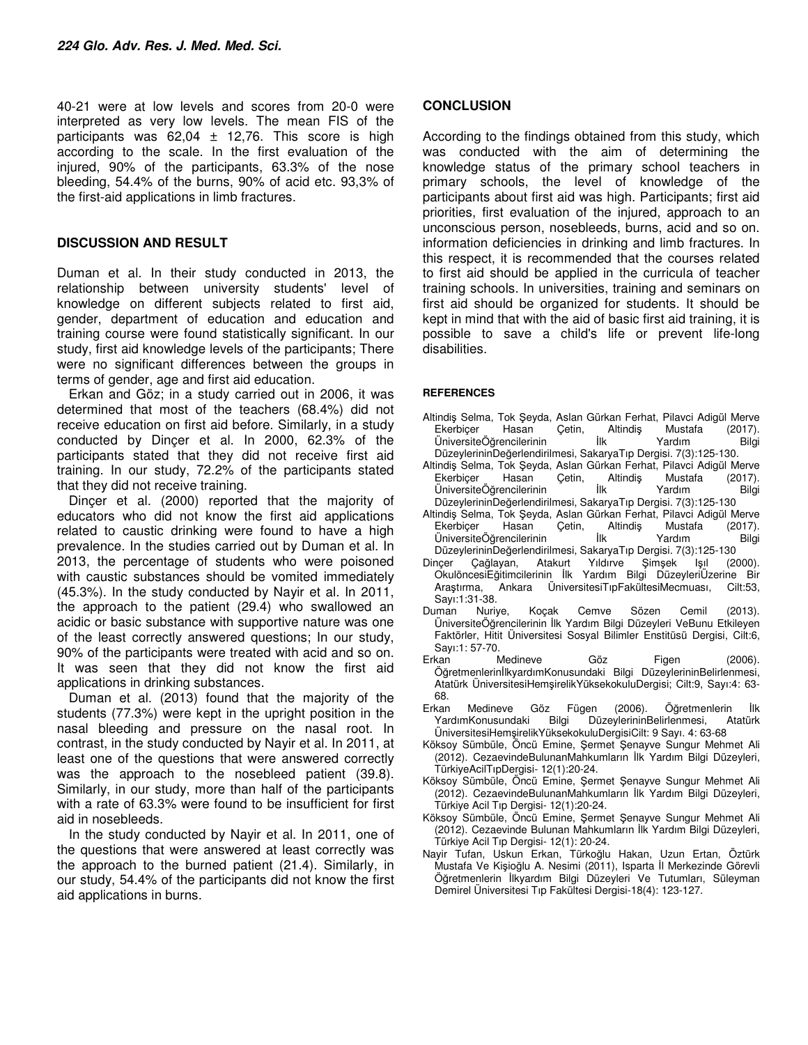40-21 were at low levels and scores from 20-0 were interpreted as very low levels. The mean FIS of the participants was 62,04 ± 12,76. This score is high according to the scale. In the first evaluation of the injured, 90% of the participants, 63.3% of the nose bleeding, 54.4% of the burns, 90% of acid etc. 93,3% of the first-aid applications in limb fractures.

## DISCUSSION AND RESULT

Duman et al. In their study conducted in 2013, the relationship between university students' level of knowledge on different subjects related to first aid, gender, department of education and education and training course were found statistically significant. In our study, first aid knowledge levels of the participants; There were no significant differences between the groups in terms of gender, age and first aid education.

Erkan and Göz; in a study carried out in 2006, it was determined that most of the teachers (68.4%) did not receive education on first aid before. Similarly, in a study conducted by Dinçer et al. In 2000, 62.3% of the participants stated that they did not receive first aid training. In our study, 72.2% of the participants stated that they did not receive training.

Dinçer et al. (2000) reported that the majority of educators who did not know the first aid applications related to caustic drinking were found to have a high prevalence. In the studies carried out by Duman et al. In 2013, the percentage of students who were poisoned with caustic substances should be vomited immediately (45.3%). In the study conducted by Nayir et al. In 2011, the approach to the patient (29.4) who swallowed an acidic or basic substance with supportive nature was one of the least correctly answered questions; In our study, 90% of the participants were treated with acid and so on. It was seen that they did not know the first aid applications in drinking substances.

Duman et al. (2013) found that the majority of the students (77.3%) were kept in the upright position in the nasal bleeding and pressure on the nasal root. In contrast, in the study conducted by Nayir et al. In 2011, at least one of the questions that were answered correctly was the approach to the nosebleed patient (39.8). Similarly, in our study, more than half of the participants with a rate of 63.3% were found to be insufficient for first aid in nosebleeds.

In the study conducted by Nayir et al. In 2011, one of the questions that were answered at least correctly was the approach to the burned patient (21.4). Similarly, in our study, 54.4% of the participants did not know the first aid applications in burns.

## CONCLUSION

According to the findings obtained from this study, which was conducted with the aim of determining the knowledge status of the primary school teachers in primary schools, the level of knowledge of the participants about first aid was high. Participants; first aid priorities, first evaluation of the injured, approach to an unconscious person, nosebleeds, burns, acid and so on. information deficiencies in drinking and limb fractures. In this respect, it is recommended that the courses related to first aid should be applied in the curricula of teacher training schools. In universities, training and seminars on first aid should be organized for students. It should be kept in mind that with the aid of basic first aid training, it is possible to save a child's life or prevent life-long disabilities.

### REFERENCES

Altindiş Selma, Tok Şeyda, Aslan Gürkan Ferhat, Pilavci Adigül Merve Ekerbiçer Hasan Çetin, Altindiş Mustafa (2017). ÜniversiteÖğrencilerinin İlk Yardım Bilgi DüzeylerininDeğerlendirilmesi, SakaryaTıp Dergisi. 7(3):125-130.

Altindiş Selma, Tok Şeyda, Aslan Gürkan Ferhat, Pilavci Adigül Merve Ekerbiçer Hasan Çetin, Altindiş Mustafa (2017). ÜniversiteÖğrencilerinin İlk Yardım Bilgi DüzeylerininDeğerlendirilmesi, SakaryaTıp Dergisi. 7(3):125-130

Altindiş Selma, Tok Şeyda, Aslan Gürkan Ferhat, Pilavci Adigül Merve Ekerbiçer Hasan Çetin, Altindiş Mustafa (2017). ÜniversiteÖğrencilerinin İlk Yardım Bilgi DüzeylerininDeğerlendirilmesi, SakaryaTıp Dergisi. 7(3):125-130

Dinçer Çağlayan, Atakurt Yıldırve Şimşek Işıl (2000). OkulöncesiEğitimcilerinin İlk Yardım Bilgi DüzeyleriÜzerine Bir Araştırma, Ankara ÜniversitesiTıpFakültesiMecmuası, Cilt:53, Sayı:1:31-38.

Duman Nuriye, Koçak Cemve Sözen Cemil (2013). ÜniversiteÖğrencilerinin İlk Yardım Bilgi Düzeyleri VeBunu Etkileyen Faktörler, Hitit Üniversitesi Sosyal Bilimler Enstitüsü Dergisi, Cilt:6, Sayı:1: 57-70.

Erkan Medineve Göz Figen (2006). ÖğretmenlerinİlkyardımKonusundaki Bilgi DüzeylerininBelirlenmesi, Atatürk ÜniversitesiHemşirelikYüksekokuluDergisi; Cilt:9, Sayı:4: 63-68.

Erkan Medineve Göz Fügen (2006). Öğretmenlerin İlk YardımKonusundaki Bilgi DüzeylerininBelirlenmesi, Atatürk ÜniversitesiHemşirelikYüksekokuluDergisiCilt: 9 Sayı. 4: 63-68

Köksoy Sümbüle, Öncü Emine, Şermet Şenayve Sungur Mehmet Ali (2012). CezaevindeBulunanMahkumların İlk Yardım Bilgi Düzeyleri, TürkiyeAcilTıpDergisi- 12(1):20-24.

Köksoy Sümbüle, Öncü Emine, Şermet Şenayve Sungur Mehmet Ali (2012). CezaevindeBulunanMahkumların İlk Yardım Bilgi Düzeyleri, Türkiye Acil Tıp Dergisi- 12(1):20-24.

Köksoy Sümbüle, Öncü Emine, Şermet Şenayve Sungur Mehmet Ali (2012). Cezaevinde Bulunan Mahkumların İlk Yardım Bilgi Düzeyleri, Türkiye Acil Tıp Dergisi- 12(1): 20-24.

Nayir Tufan, Uskun Erkan, Türkoğlu Hakan, Uzun Ertan, Öztürk Mustafa Ve Kişioğlu A. Nesimi (2011), Isparta İl Merkezinde Görevli Öğretmenlerin İlkyardım Bilgi Düzeyleri Ve Tutumları, Süleyman Demirel Üniversitesi Tıp Fakültesi Dergisi-18(4): 123-127.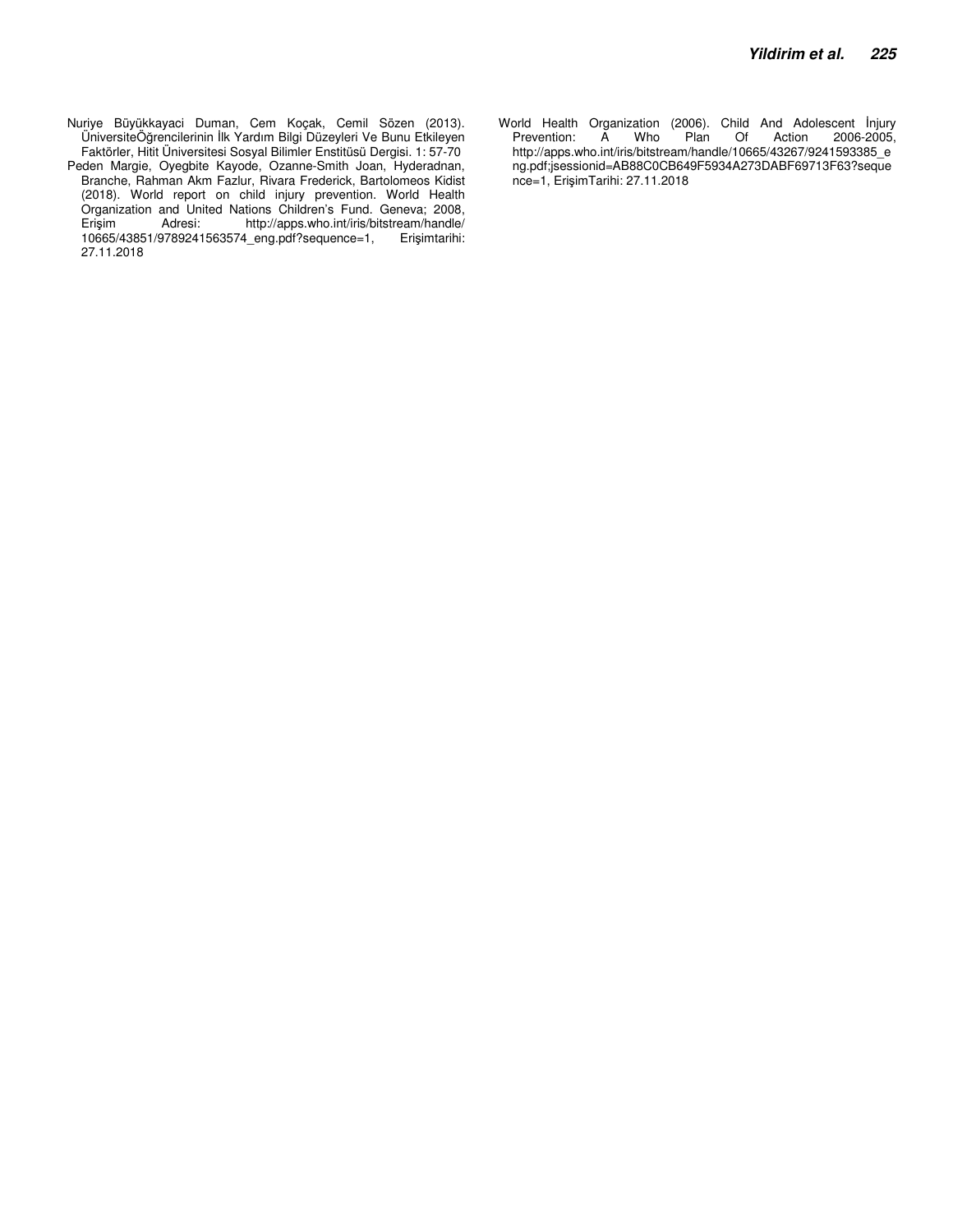Nuriye Büyükkayaci Duman, Cem Koçak, Cemil Sözen (2013). ÜniversiteÖğrencilerinin İlk Yardım Bilgi Düzeyleri Ve Bunu Etkileyen Faktörler, Hitit Üniversitesi Sosyal Bilimler Enstitüsü Dergisi. 1: 57-70

Peden Margie, Oyegbite Kayode, Ozanne-Smith Joan, Hyderadnan, Branche, Rahman Akm Fazlur, Rivara Frederick, Bartolomeos Kidist (2018). World report on child injury prevention. World Health Organization and United Nations Children's Fund. Geneva; 2008, Erişim Adresi: http://apps.who.int/iris/bitstream/handle/10665/43851/9789241563574_eng.pdf?sequence=1, Erişimtarihi: 27.11.2018

World Health Organization (2006). Child And Adolescent İnjury Prevention: A Who Plan Of Action 2006-2005, http://apps.who.int/iris/bitstream/handle/10665/43267/9241593385_eng.pdf;jsessionid=AB88C0CB649F5934A273DABF69713F63?sequence=1, ErişimTarihi: 27.11.2018